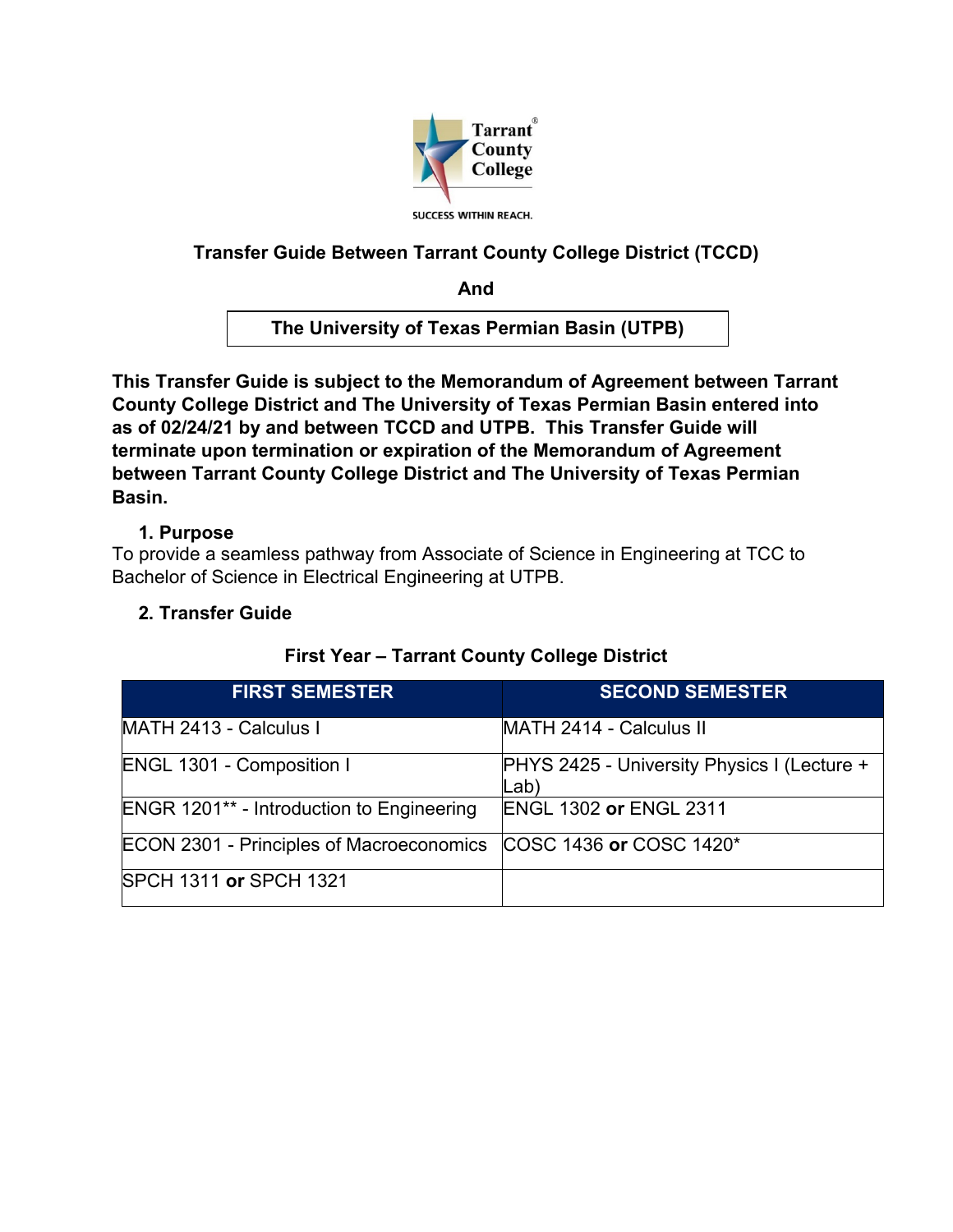Tarrant County College

SUCCESS WITHIN REACH.

## Transfer Guide Between Tarrant County College District (TCCD)

**And**

## The University of Texas Permian Basin (UTPB)

**This Transfer Guide is subject to the Memorandum of Agreement between Tarrant County College District and The University of Texas Permian Basin entered into as of 02/24/21 by and between TCCD and UTPB. This Transfer Guide will terminate upon termination or expiration of the Memorandum of Agreement between Tarrant County College District and The University of Texas Permian Basin.**

### 1. Purpose

To provide a seamless pathway from Associate of Science in Engineering at TCC to Bachelor of Science in Electrical Engineering at UTPB.

### 2. Transfer Guide

**First Year – Tarrant County College District**

| FIRST SEMESTER | SECOND SEMESTER |
|---|---|
| MATH 2413 - Calculus I | MATH 2414 - Calculus II |
| ENGL 1301 - Composition I | PHYS 2425 - University Physics I (Lecture + Lab) |
| ENGR 1201** - Introduction to Engineering | ENGL 1302 **or** ENGL 2311 |
| ECON 2301 - Principles of Macroeconomics | COSC 1436 **or** COSC 1420* |
| SPCH 1311 **or** SPCH 1321 | |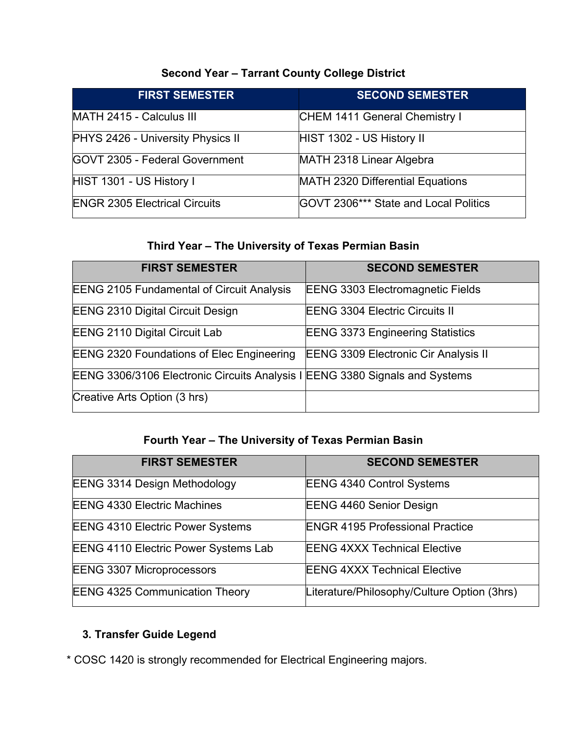### Second Year – Tarrant County College District

| FIRST SEMESTER | SECOND SEMESTER |
|---|---|
| MATH 2415 - Calculus III | CHEM 1411 General Chemistry I |
| PHYS 2426 - University Physics II | HIST 1302 - US History II |
| GOVT 2305 - Federal Government | MATH 2318 Linear Algebra |
| HIST 1301 - US History I | MATH 2320 Differential Equations |
| ENGR 2305 Electrical Circuits | GOVT 2306*** State and Local Politics |

### Third Year – The University of Texas Permian Basin

| FIRST SEMESTER | SECOND SEMESTER |
|---|---|
| EENG 2105 Fundamental of Circuit Analysis | EENG 3303 Electromagnetic Fields |
| EENG 2310 Digital Circuit Design | EENG 3304 Electric Circuits II |
| EENG 2110 Digital Circuit Lab | EENG 3373 Engineering Statistics |
| EENG 2320 Foundations of Elec Engineering | EENG 3309 Electronic Cir Analysis II |
| EENG 3306/3106 Electronic Circuits Analysis I | EENG 3380 Signals and Systems |
| Creative Arts Option (3 hrs) | |

### Fourth Year – The University of Texas Permian Basin

| FIRST SEMESTER | SECOND SEMESTER |
|---|---|
| EENG 3314 Design Methodology | EENG 4340 Control Systems |
| EENG 4330 Electric Machines | EENG 4460 Senior Design |
| EENG 4310 Electric Power Systems | ENGR 4195 Professional Practice |
| EENG 4110 Electric Power Systems Lab | EENG 4XXX Technical Elective |
| EENG 3307 Microprocessors | EENG 4XXX Technical Elective |
| EENG 4325 Communication Theory | Literature/Philosophy/Culture Option (3hrs) |

## 3. Transfer Guide Legend

* COSC 1420 is strongly recommended for Electrical Engineering majors.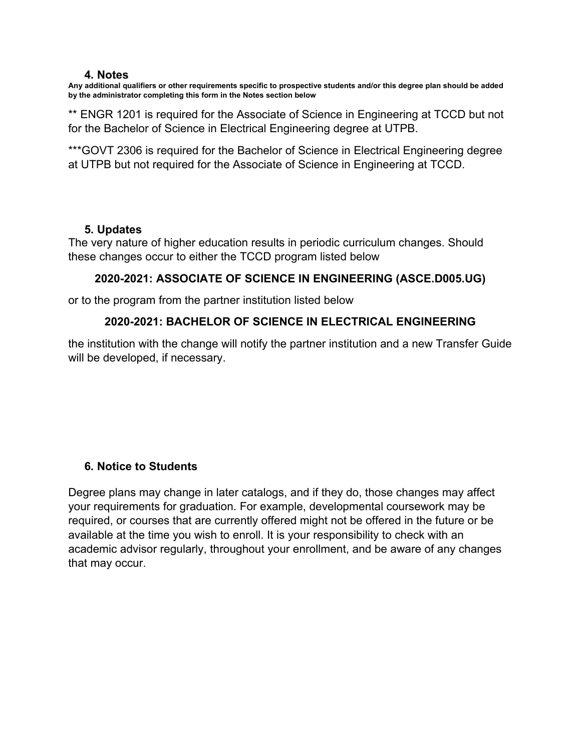## 4. Notes

**Any additional qualifiers or other requirements specific to prospective students and/or this degree plan should be added by the administrator completing this form in the Notes section below**

** ENGR 1201 is required for the Associate of Science in Engineering at TCCD but not for the Bachelor of Science in Electrical Engineering degree at UTPB.

***GOVT 2306 is required for the Bachelor of Science in Electrical Engineering degree at UTPB but not required for the Associate of Science in Engineering at TCCD.

## 5. Updates

The very nature of higher education results in periodic curriculum changes. Should these changes occur to either the TCCD program listed below

**2020-2021: ASSOCIATE OF SCIENCE IN ENGINEERING (ASCE.D005.UG)**

or to the program from the partner institution listed below

**2020-2021: BACHELOR OF SCIENCE IN ELECTRICAL ENGINEERING**

the institution with the change will notify the partner institution and a new Transfer Guide will be developed, if necessary.

## 6. Notice to Students

Degree plans may change in later catalogs, and if they do, those changes may affect your requirements for graduation. For example, developmental coursework may be required, or courses that are currently offered might not be offered in the future or be available at the time you wish to enroll. It is your responsibility to check with an academic advisor regularly, throughout your enrollment, and be aware of any changes that may occur.